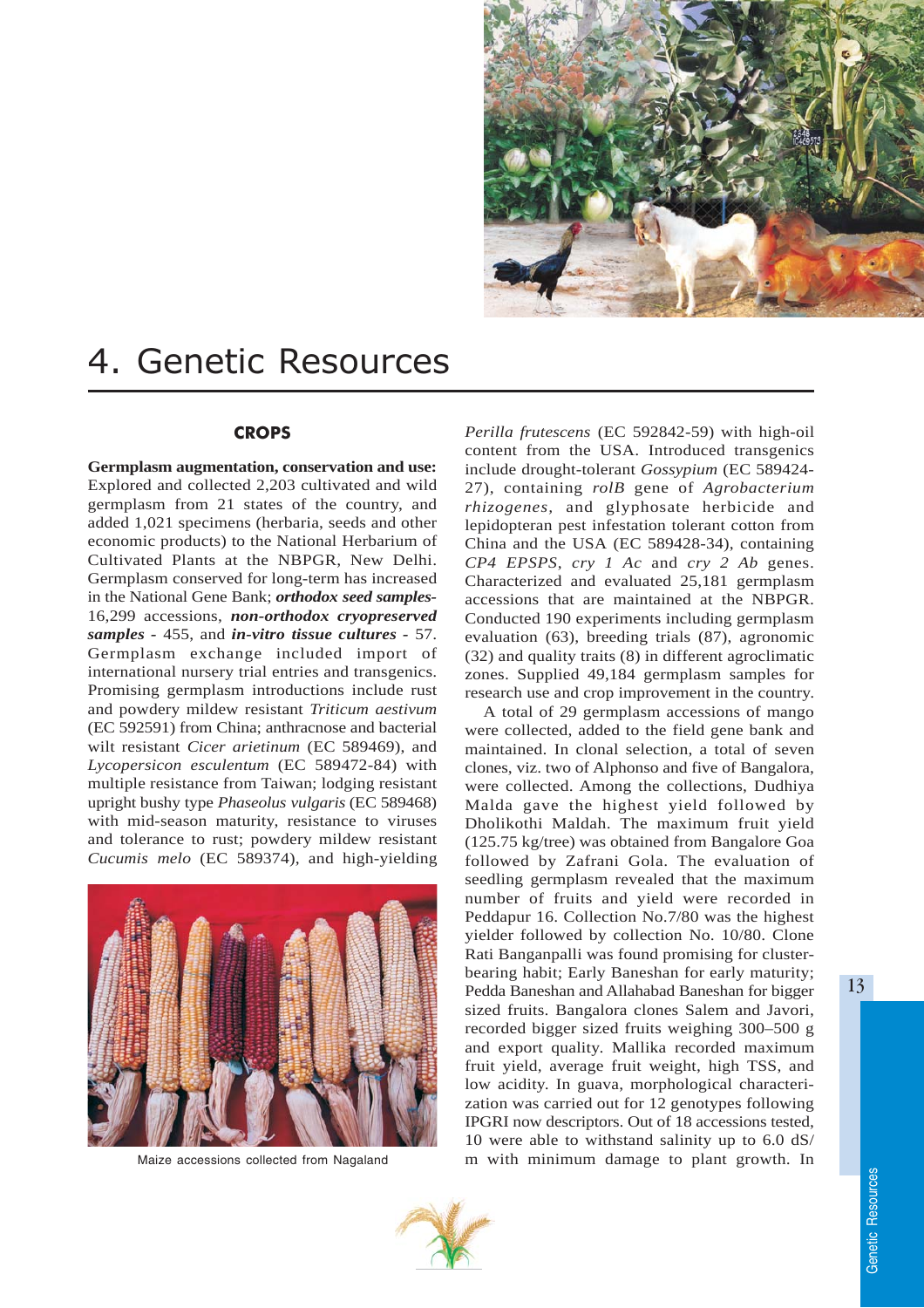# 4. Genetic Resources

## CROPS

**Germplasm augmentation, conservation and use:** Explored and collected 2,203 cultivated and wild germplasm from 21 states of the country, and added 1,021 specimens (herbaria, seeds and other economic products) to the National Herbarium of Cultivated Plants at the NBPGR, New Delhi. Germplasm conserved for long-term has increased in the National Gene Bank; ***orthodox seed samples***- 16,299 accessions, ***non-orthodox cryopreserved samples*** - 455, and ***in-vitro tissue cultures*** - 57. Germplasm exchange included import of international nursery trial entries and transgenics. Promising germplasm introductions include rust and powdery mildew resistant *Triticum aestivum* (EC 592591) from China; anthracnose and bacterial wilt resistant *Cicer arietinum* (EC 589469), and *Lycopersicon esculentum* (EC 589472-84) with multiple resistance from Taiwan; lodging resistant upright bushy type *Phaseolus vulgaris* (EC 589468) with mid-season maturity, resistance to viruses and tolerance to rust; powdery mildew resistant *Cucumis melo* (EC 589374), and high-yielding *Perilla frutescens* (EC 592842-59) with high-oil content from the USA. Introduced transgenics include drought-tolerant *Gossypium* (EC 589424-27), containing *rolB* gene of *Agrobacterium rhizogenes*, and glyphosate herbicide and lepidopteran pest infestation tolerant cotton from China and the USA (EC 589428-34), containing *CP4 EPSPS*, *cry 1 Ac* and *cry 2 Ab* genes. Characterized and evaluated 25,181 germplasm accessions that are maintained at the NBPGR. Conducted 190 experiments including germplasm evaluation (63), breeding trials (87), agronomic (32) and quality traits (8) in different agroclimatic zones. Supplied 49,184 germplasm samples for research use and crop improvement in the country.

Maize accessions collected from Nagaland

A total of 29 germplasm accessions of mango were collected, added to the field gene bank and maintained. In clonal selection, a total of seven clones, viz. two of Alphonso and five of Bangalora, were collected. Among the collections, Dudhiya Malda gave the highest yield followed by Dholikothi Maldah. The maximum fruit yield (125.75 kg/tree) was obtained from Bangalore Goa followed by Zafrani Gola. The evaluation of seedling germplasm revealed that the maximum number of fruits and yield were recorded in Peddapur 16. Collection No.7/80 was the highest yielder followed by collection No. 10/80. Clone Rati Banganpalli was found promising for cluster-bearing habit; Early Baneshan for early maturity; Pedda Baneshan and Allahabad Baneshan for bigger sized fruits. Bangalora clones Salem and Javori, recorded bigger sized fruits weighing 300–500 g and export quality. Mallika recorded maximum fruit yield, average fruit weight, high TSS, and low acidity. In guava, morphological characterization was carried out for 12 genotypes following IPGRI now descriptors. Out of 18 accessions tested, 10 were able to withstand salinity up to 6.0 dS/m with minimum damage to plant growth. In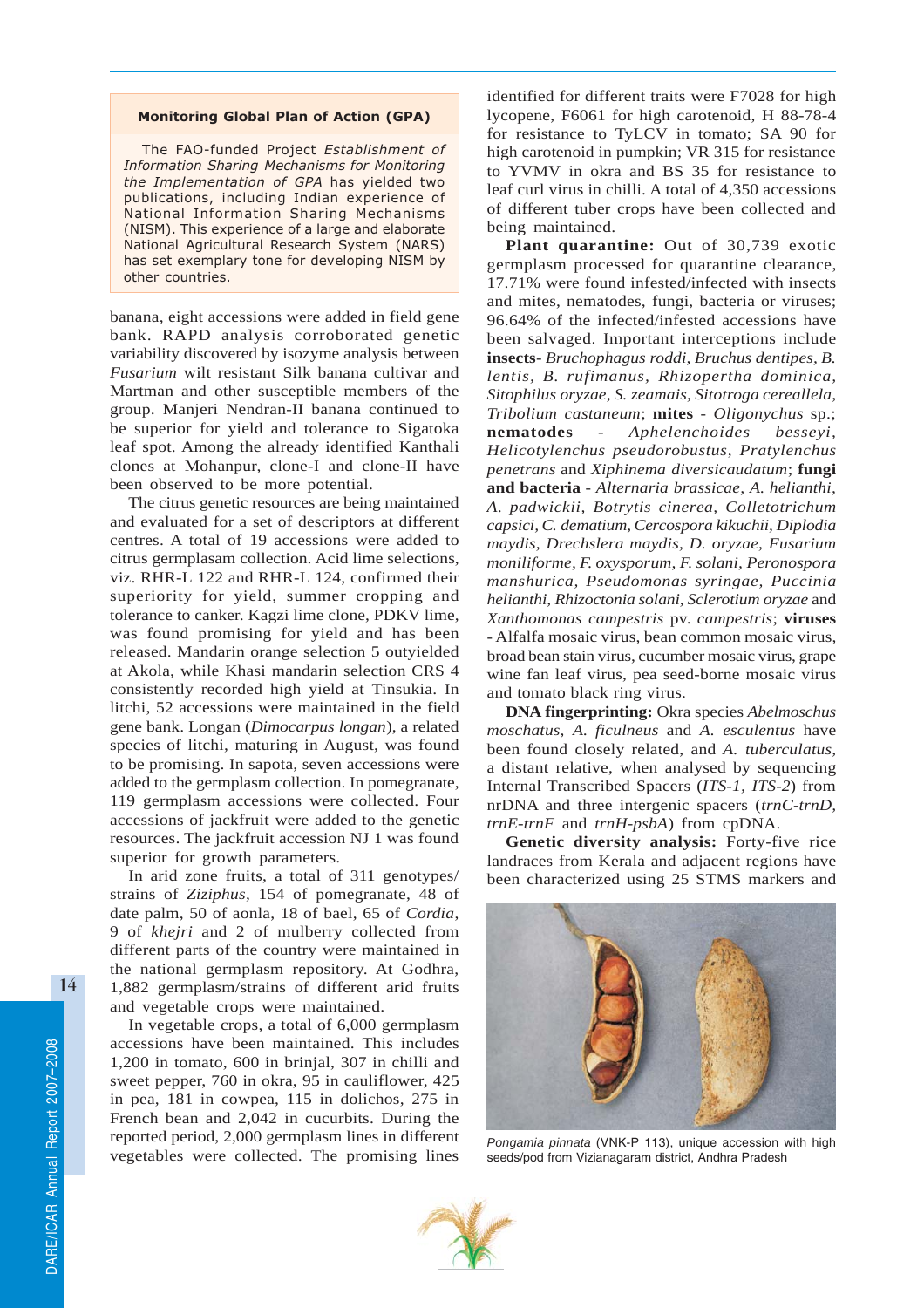**Monitoring Global Plan of Action (GPA)**

The FAO-funded Project *Establishment of Information Sharing Mechanisms for Monitoring the Implementation of GPA* has yielded two publications, including Indian experience of National Information Sharing Mechanisms (NISM). This experience of a large and elaborate National Agricultural Research System (NARS) has set exemplary tone for developing NISM by other countries.

banana, eight accessions were added in field gene bank. RAPD analysis corroborated genetic variability discovered by isozyme analysis between *Fusarium* wilt resistant Silk banana cultivar and Martman and other susceptible members of the group. Manjeri Nendran-II banana continued to be superior for yield and tolerance to Sigatoka leaf spot. Among the already identified Kanthali clones at Mohanpur, clone-I and clone-II have been observed to be more potential.

The citrus genetic resources are being maintained and evaluated for a set of descriptors at different centres. A total of 19 accessions were added to citrus germplasam collection. Acid lime selections, viz. RHR-L 122 and RHR-L 124, confirmed their superiority for yield, summer cropping and tolerance to canker. Kagzi lime clone, PDKV lime, was found promising for yield and has been released. Mandarin orange selection 5 outyielded at Akola, while Khasi mandarin selection CRS 4 consistently recorded high yield at Tinsukia. In litchi, 52 accessions were maintained in the field gene bank. Longan (*Dimocarpus longan*), a related species of litchi, maturing in August, was found to be promising. In sapota, seven accessions were added to the germplasm collection. In pomegranate, 119 germplasm accessions were collected. Four accessions of jackfruit were added to the genetic resources. The jackfruit accession NJ 1 was found superior for growth parameters.

In arid zone fruits, a total of 311 genotypes/strains of *Ziziphus*, 154 of pomegranate, 48 of date palm, 50 of aonla, 18 of bael, 65 of *Cordia*, 9 of *khejri* and 2 of mulberry collected from different parts of the country were maintained in the national germplasm repository. At Godhra, 1,882 germplasm/strains of different arid fruits and vegetable crops were maintained.

In vegetable crops, a total of 6,000 germplasm accessions have been maintained. This includes 1,200 in tomato, 600 in brinjal, 307 in chilli and sweet pepper, 760 in okra, 95 in cauliflower, 425 in pea, 181 in cowpea, 115 in dolichos, 275 in French bean and 2,042 in cucurbits. During the reported period, 2,000 germplasm lines in different vegetables were collected. The promising lines identified for different traits were F7028 for high lycopene, F6061 for high carotenoid, H 88-78-4 for resistance to TyLCV in tomato; SA 90 for high carotenoid in pumpkin; VR 315 for resistance to YVMV in okra and BS 35 for resistance to leaf curl virus in chilli. A total of 4,350 accessions of different tuber crops have been collected and being maintained.

**Plant quarantine:** Out of 30,739 exotic germplasm processed for quarantine clearance, 17.71% were found infested/infected with insects and mites, nematodes, fungi, bacteria or viruses; 96.64% of the infected/infested accessions have been salvaged. Important interceptions include **insects**- *Bruchophagus roddi, Bruchus dentipes, B. lentis, B. rufimanus, Rhizopertha dominica, Sitophilus oryzae, S. zeamais, Sitotroga cereallela, Tribolium castaneum*; **mites** - *Oligonychus* sp.; **nematodes** - *Aphelenchoides besseyi, Helicotylenchus pseudorobustus, Pratylenchus penetrans* and *Xiphinema diversicaudatum*; **fungi and bacteria** - *Alternaria brassicae, A. helianthi, A. padwickii, Botrytis cinerea, Colletotrichum capsici, C. dematium, Cercospora kikuchii, Diplodia maydis, Drechslera maydis, D. oryzae, Fusarium moniliforme, F. oxysporum, F. solani, Peronospora manshurica, Pseudomonas syringae, Puccinia helianthi, Rhizoctonia solani, Sclerotium oryzae* and *Xanthomonas campestris* pv. *campestris*; **viruses** - Alfalfa mosaic virus, bean common mosaic virus, broad bean stain virus, cucumber mosaic virus, grape wine fan leaf virus, pea seed-borne mosaic virus and tomato black ring virus.

**DNA fingerprinting:** Okra species *Abelmoschus moschatus, A. ficulneus* and *A. esculentus* have been found closely related, and *A. tuberculatus*, a distant relative, when analysed by sequencing Internal Transcribed Spacers (*ITS-1, ITS-2*) from nrDNA and three intergenic spacers (*trnC-trnD, trnE-trnF* and *trnH-psbA*) from cpDNA.

**Genetic diversity analysis:** Forty-five rice landraces from Kerala and adjacent regions have been characterized using 25 STMS markers and

*Pongamia pinnata* (VNK-P 113), unique accession with high seeds/pod from Vizianagaram district, Andhra Pradesh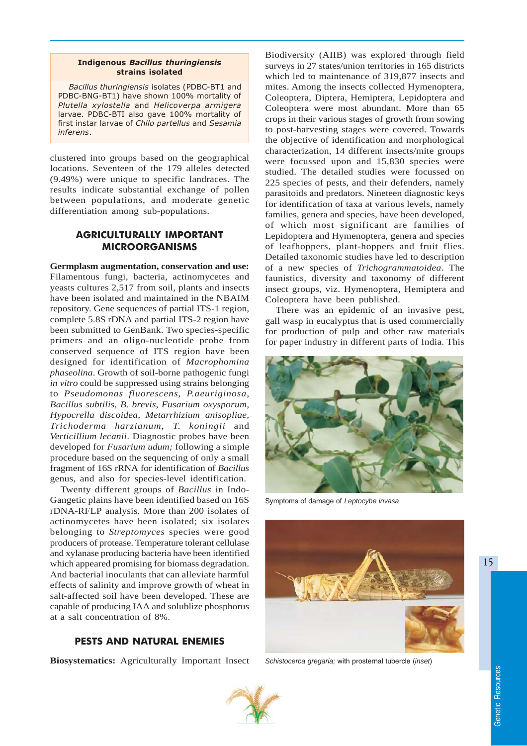**Indigenous *Bacillus thuringiensis* strains isolated**

*Bacillus thuringiensis* isolates (PDBC-BT1 and PDBC-BNG-BT1) have shown 100% mortality of *Plutella xylostella* and *Helicoverpa armigera* larvae. PDBC-BTI also gave 100% mortality of first instar larvae of *Chilo partellus* and *Sesamia inferens*.

clustered into groups based on the geographical locations. Seventeen of the 179 alleles detected (9.49%) were unique to specific landraces. The results indicate substantial exchange of pollen between populations, and moderate genetic differentiation among sub-populations.

## AGRICULTURALLY IMPORTANT MICROORGANISMS

**Germplasm augmentation, conservation and use:** Filamentous fungi, bacteria, actinomycetes and yeasts cultures 2,517 from soil, plants and insects have been isolated and maintained in the NBAIM repository. Gene sequences of partial ITS-1 region, complete 5.8S rDNA and partial ITS-2 region have been submitted to GenBank. Two species-specific primers and an oligo-nucleotide probe from conserved sequence of ITS region have been designed for identification of *Macrophomina phaseolina*. Growth of soil-borne pathogenic fungi *in vitro* could be suppressed using strains belonging to *Pseudomonas fluorescens, P.aeuriginosa, Bacillus subtilis, B. brevis, Fusarium oxysporum, Hypocrella discoidea, Metarrhizium anisopliae, Trichoderma harzianum, T. koningii* and *Verticillium lecanii*. Diagnostic probes have been developed for *Fusarium udum;* following a simple procedure based on the sequencing of only a small fragment of 16S rRNA for identification of *Bacillus* genus, and also for species-level identification.

Twenty different groups of *Bacillus* in Indo-Gangetic plains have been identified based on 16S rDNA-RFLP analysis. More than 200 isolates of actinomycetes have been isolated; six isolates belonging to *Streptomyces* species were good producers of protease. Temperature tolerant cellulase and xylanase producing bacteria have been identified which appeared promising for biomass degradation. And bacterial inoculants that can alleviate harmful effects of salinity and improve growth of wheat in salt-affected soil have been developed. These are capable of producing IAA and solublize phosphorus at a salt concentration of 8%.

## PESTS AND NATURAL ENEMIES

**Biosystematics:** Agriculturally Important Insect Biodiversity (AIIB) was explored through field surveys in 27 states/union territories in 165 districts which led to maintenance of 319,877 insects and mites. Among the insects collected Hymenoptera, Coleoptera, Diptera, Hemiptera, Lepidoptera and Coleoptera were most abundant. More than 65 crops in their various stages of growth from sowing to post-harvesting stages were covered. Towards the objective of identification and morphological characterization, 14 different insects/mite groups were focussed upon and 15,830 species were studied. The detailed studies were focussed on 225 species of pests, and their defenders, namely parasitoids and predators. Nineteen diagnostic keys for identification of taxa at various levels, namely families, genera and species, have been developed, of which most significant are families of Lepidoptera and Hymenoptera, genera and species of leafhoppers, plant-hoppers and fruit flies. Detailed taxonomic studies have led to description of a new species of *Trichogrammatoidea*. The faunistics, diversity and taxonomy of different insect groups, viz. Hymenoptera, Hemiptera and Coleoptera have been published.

There was an epidemic of an invasive pest, gall wasp in eucalyptus that is used commercially for production of pulp and other raw materials for paper industry in different parts of India. This

Symptoms of damage of *Leptocybe invasa*

*Schistocerca gregaria;* with prosternal tubercle (*inset*)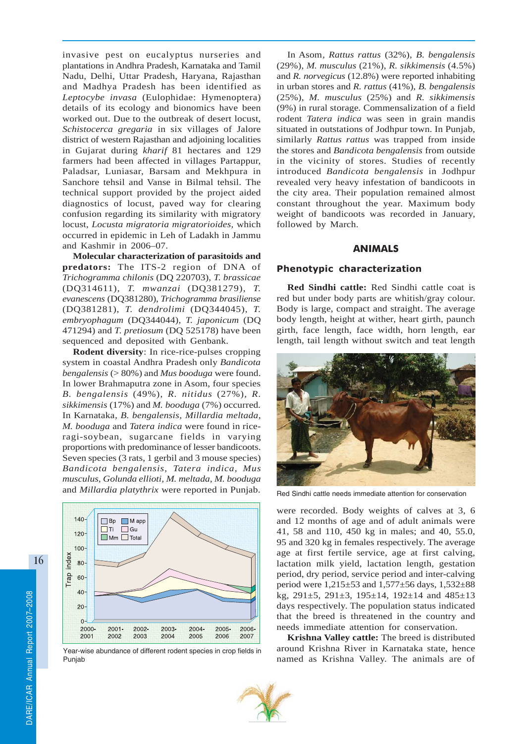invasive pest on eucalyptus nurseries and plantations in Andhra Pradesh, Karnataka and Tamil Nadu, Delhi, Uttar Pradesh, Haryana, Rajasthan and Madhya Pradesh has been identified as *Leptocybe invasa* (Eulophidae: Hymenoptera) details of its ecology and bionomics have been worked out. Due to the outbreak of desert locust, *Schistocerca gregaria* in six villages of Jalore district of western Rajasthan and adjoining localities in Gujarat during *kharif* 81 hectares and 129 farmers had been affected in villages Partappur, Paladsar, Luniasar, Barsam and Mekhpura in Sanchore tehsil and Vanse in Bilmal tehsil. The technical support provided by the project aided diagnostics of locust, paved way for clearing confusion regarding its similarity with migratory locust, *Locusta migratoria migratorioides,* which occurred in epidemic in Leh of Ladakh in Jammu and Kashmir in 2006–07.

**Molecular characterization of parasitoids and predators:** The ITS-2 region of DNA of *Trichogramma chilonis* (DQ 220703), *T. brassicae* (DQ314611), *T. mwanzai* (DQ381279), *T. evanescens* (DQ381280), *Trichogramma brasiliense* (DQ381281), *T. dendrolimi* (DQ344045), *T. embryophagum* (DQ344044), *T. japonicum* (DQ 471294) and *T. pretiosum* (DQ 525178) have been sequenced and deposited with Genbank.

**Rodent diversity**: In rice-rice-pulses cropping system in coastal Andhra Pradesh only *Bandicota bengalensis* (> 80%) and *Mus booduga* were found. In lower Brahmaputra zone in Asom, four species *B. bengalensis* (49%), *R. nitidus* (27%), *R. sikkimensis* (17%) and *M. booduga* (7%) occurred. In Karnataka, *B. bengalensis, Millardia meltada, M. booduga* and *Tatera indica* were found in rice-ragi-soybean, sugarcane fields in varying proportions with predominance of lesser bandicoots. Seven species (3 rats, 1 gerbil and 3 mouse species) *Bandicota bengalensis, Tatera indica, Mus musculus, Golunda ellioti, M. meltada, M. booduga* and *Millardia platythrix* were reported in Punjab.

Year-wise abundance of different rodent species in crop fields in Punjab

In Asom, *Rattus rattus* (32%), *B. bengalensis* (29%), *M. musculus* (21%), *R. sikkimensis* (4.5%) and *R. norvegicus* (12.8%) were reported inhabiting in urban stores and *R. rattus* (41%), *B. bengalensis* (25%), *M. musculus* (25%) and *R. sikkimensis* (9%) in rural storage. Commensalization of a field rodent *Tatera indica* was seen in grain mandis situated in outstations of Jodhpur town. In Punjab, similarly *Rattus rattus* was trapped from inside the stores and *Bandicota bengalensis* from outside in the vicinity of stores. Studies of recently introduced *Bandicota bengalensis* in Jodhpur revealed very heavy infestation of bandicoots in the city area. Their population remained almost constant throughout the year. Maximum body weight of bandicoots was recorded in January, followed by March.

## ANIMALS

### Phenotypic characterization

**Red Sindhi cattle:** Red Sindhi cattle coat is red but under body parts are whitish/gray colour. Body is large, compact and straight. The average body length, height at wither, heart girth, paunch girth, face length, face width, horn length, ear length, tail length without switch and teat length were recorded. Body weights of calves at 3, 6 and 12 months of age and of adult animals were 41, 58 and 110, 450 kg in males; and 40, 55.0, 95 and 320 kg in females respectively. The average age at first fertile service, age at first calving, lactation milk yield, lactation length, gestation period, dry period, service period and inter-calving period were 1,215±53 and 1,577±56 days, 1,532±88 kg, 291±5, 291±3, 195±14, 192±14 and 485±13 days respectively. The population status indicated that the breed is threatened in the country and needs immediate attention for conservation.

Red Sindhi cattle needs immediate attention for conservation

**Krishna Valley cattle:** The breed is distributed around Krishna River in Karnataka state, hence named as Krishna Valley. The animals are of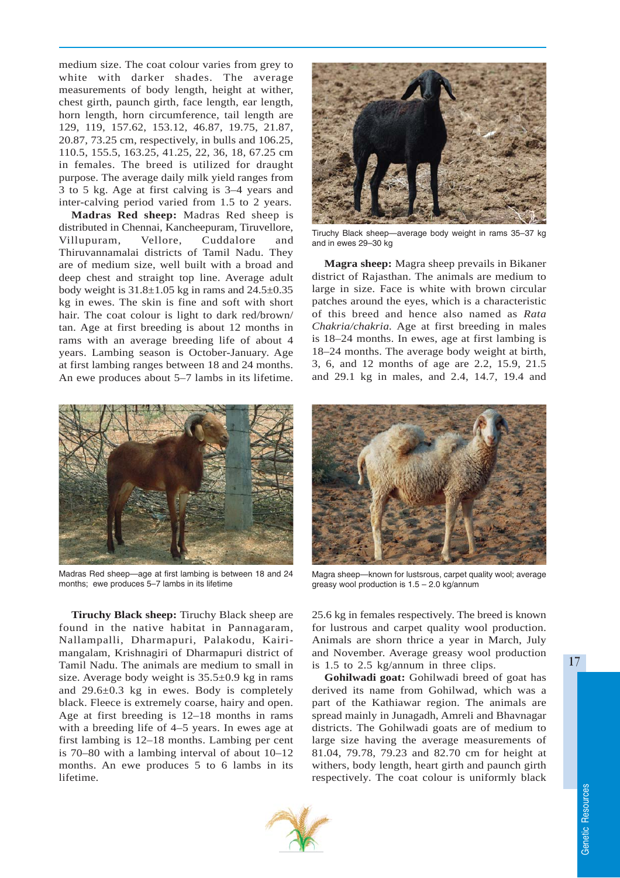medium size. The coat colour varies from grey to white with darker shades. The average measurements of body length, height at wither, chest girth, paunch girth, face length, ear length, horn length, horn circumference, tail length are 129, 119, 157.62, 153.12, 46.87, 19.75, 21.87, 20.87, 73.25 cm, respectively, in bulls and 106.25, 110.5, 155.5, 163.25, 41.25, 22, 36, 18, 67.25 cm in females. The breed is utilized for draught purpose. The average daily milk yield ranges from 3 to 5 kg. Age at first calving is 3–4 years and inter-calving period varied from 1.5 to 2 years.

**Madras Red sheep:** Madras Red sheep is distributed in Chennai, Kancheepuram, Tiruvellore, Villupuram, Vellore, Cuddalore and Thiruvannamalai districts of Tamil Nadu. They are of medium size, well built with a broad and deep chest and straight top line. Average adult body weight is 31.8±1.05 kg in rams and 24.5±0.35 kg in ewes. The skin is fine and soft with short hair. The coat colour is light to dark red/brown/tan. Age at first breeding is about 12 months in rams with an average breeding life of about 4 years. Lambing season is October-January. Age at first lambing ranges between 18 and 24 months. An ewe produces about 5–7 lambs in its lifetime.

Madras Red sheep—age at first lambing is between 18 and 24 months; ewe produces 5–7 lambs in its lifetime

**Tiruchy Black sheep:** Tiruchy Black sheep are found in the native habitat in Pannagaram, Nallampalli, Dharmapuri, Palakodu, Kairimangalam, Krishnagiri of Dharmapuri district of Tamil Nadu. The animals are medium to small in size. Average body weight is 35.5±0.9 kg in rams and 29.6±0.3 kg in ewes. Body is completely black. Fleece is extremely coarse, hairy and open. Age at first breeding is 12–18 months in rams with a breeding life of 4–5 years. In ewes age at first lambing is 12–18 months. Lambing per cent is 70–80 with a lambing interval of about 10–12 months. An ewe produces 5 to 6 lambs in its lifetime.

Tiruchy Black sheep—average body weight in rams 35–37 kg and in ewes 29–30 kg

**Magra sheep:** Magra sheep prevails in Bikaner district of Rajasthan. The animals are medium to large in size. Face is white with brown circular patches around the eyes, which is a characteristic of this breed and hence also named as *Rata Chakria/chakria.* Age at first breeding in males is 18–24 months. In ewes, age at first lambing is 18–24 months. The average body weight at birth, 3, 6, and 12 months of age are 2.2, 15.9, 21.5 and 29.1 kg in males, and 2.4, 14.7, 19.4 and 25.6 kg in females respectively. The breed is known for lustrous and carpet quality wool production. Animals are shorn thrice a year in March, July and November. Average greasy wool production is 1.5 to 2.5 kg/annum in three clips.

Magra sheep—known for lustsrous, carpet quality wool; average greasy wool production is 1.5 – 2.0 kg/annum

**Gohilwadi goat:** Gohilwadi breed of goat has derived its name from Gohilwad, which was a part of the Kathiawar region. The animals are spread mainly in Junagadh, Amreli and Bhavnagar districts. The Gohilwadi goats are of medium to large size having the average measurements of 81.04, 79.78, 79.23 and 82.70 cm for height at withers, body length, heart girth and paunch girth respectively. The coat colour is uniformly black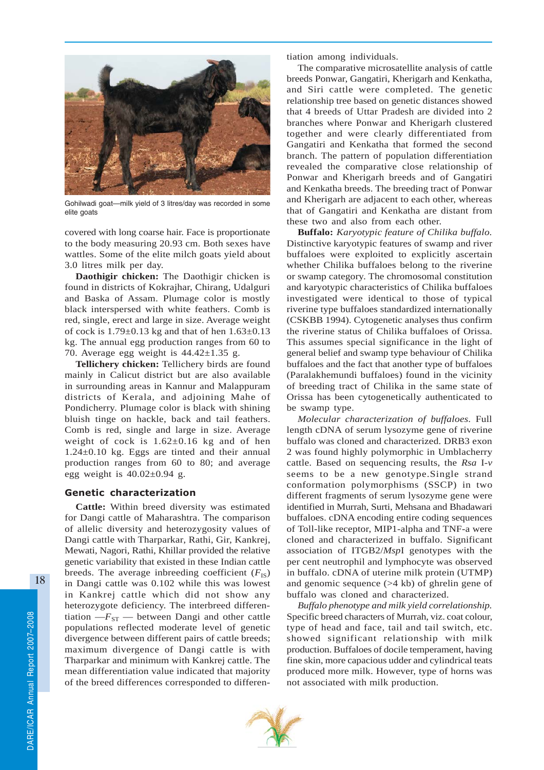Gohilwadi goat—milk yield of 3 litres/day was recorded in some elite goats

covered with long coarse hair. Face is proportionate to the body measuring 20.93 cm. Both sexes have wattles. Some of the elite milch goats yield about 3.0 litres milk per day.

**Daothigir chicken:** The Daothigir chicken is found in districts of Kokrajhar, Chirang, Udalguri and Baska of Assam. Plumage color is mostly black interspersed with white feathers. Comb is red, single, erect and large in size. Average weight of cock is 1.79±0.13 kg and that of hen 1.63±0.13 kg. The annual egg production ranges from 60 to 70. Average egg weight is 44.42±1.35 g.

**Tellichery chicken:** Tellichery birds are found mainly in Calicut district but are also available in surrounding areas in Kannur and Malappuram districts of Kerala, and adjoining Mahe of Pondicherry. Plumage color is black with shining bluish tinge on hackle, back and tail feathers. Comb is red, single and large in size. Average weight of cock is 1.62±0.16 kg and of hen 1.24±0.10 kg. Eggs are tinted and their annual production ranges from 60 to 80; and average egg weight is 40.02±0.94 g.

## Genetic characterization

**Cattle:** Within breed diversity was estimated for Dangi cattle of Maharashtra. The comparison of allelic diversity and heterozygosity values of Dangi cattle with Tharparkar, Rathi, Gir, Kankrej, Mewati, Nagori, Rathi, Khillar provided the relative genetic variability that existed in these Indian cattle breeds. The average inbreeding coefficient ($F_{IS}$) in Dangi cattle was 0.102 while this was lowest in Kankrej cattle which did not show any heterozygote deficiency. The interbreed differentiation —$F_{ST}$ — between Dangi and other cattle populations reflected moderate level of genetic divergence between different pairs of cattle breeds; maximum divergence of Dangi cattle is with Tharparkar and minimum with Kankrej cattle. The mean differentiation value indicated that majority of the breed differences corresponded to differentiation among individuals.

The comparative microsatellite analysis of cattle breeds Ponwar, Gangatiri, Kherigarh and Kenkatha, and Siri cattle were completed. The genetic relationship tree based on genetic distances showed that 4 breeds of Uttar Pradesh are divided into 2 branches where Ponwar and Kherigarh clustered together and were clearly differentiated from Gangatiri and Kenkatha that formed the second branch. The pattern of population differentiation revealed the comparative close relationship of Ponwar and Kherigarh breeds and of Gangatiri and Kenkatha breeds. The breeding tract of Ponwar and Kherigarh are adjacent to each other, whereas that of Gangatiri and Kenkatha are distant from these two and also from each other.

**Buffalo:** *Karyotypic feature of Chilika buffalo.* Distinctive karyotypic features of swamp and river buffaloes were exploited to explicitly ascertain whether Chilika buffaloes belong to the riverine or swamp category. The chromosomal constitution and karyotypic characteristics of Chilika buffaloes investigated were identical to those of typical riverine type buffaloes standardized internationally (CSKBB 1994). Cytogenetic analyses thus confirm the riverine status of Chilika buffaloes of Orissa. This assumes special significance in the light of general belief and swamp type behaviour of Chilika buffaloes and the fact that another type of buffaloes (Paralakhemundi buffaloes) found in the vicinity of breeding tract of Chilika in the same state of Orissa has been cytogenetically authenticated to be swamp type.

*Molecular characterization of buffaloes.* Full length cDNA of serum lysozyme gene of riverine buffalo was cloned and characterized. DRB3 exon 2 was found highly polymorphic in Umblacherry cattle. Based on sequencing results, the *Rsa* I-*v* seems to be a new genotype.Single strand conformation polymorphisms (SSCP) in two different fragments of serum lysozyme gene were identified in Murrah, Surti, Mehsana and Bhadawari buffaloes. cDNA encoding entire coding sequences of Toll-like receptor, MIP1-alpha and TNF-a were cloned and characterized in buffalo. Significant association of ITGB2/*Msp*I genotypes with the per cent neutrophil and lymphocyte was observed in buffalo. cDNA of uterine milk protein (UTMP) and genomic sequence (>4 kb) of ghrelin gene of buffalo was cloned and characterized.

*Buffalo phenotype and milk yield correlationship.* Specific breed characters of Murrah, viz. coat colour, type of head and face, tail and tail switch, etc. showed significant relationship with milk production. Buffaloes of docile temperament, having fine skin, more capacious udder and cylindrical teats produced more milk. However, type of horns was not associated with milk production.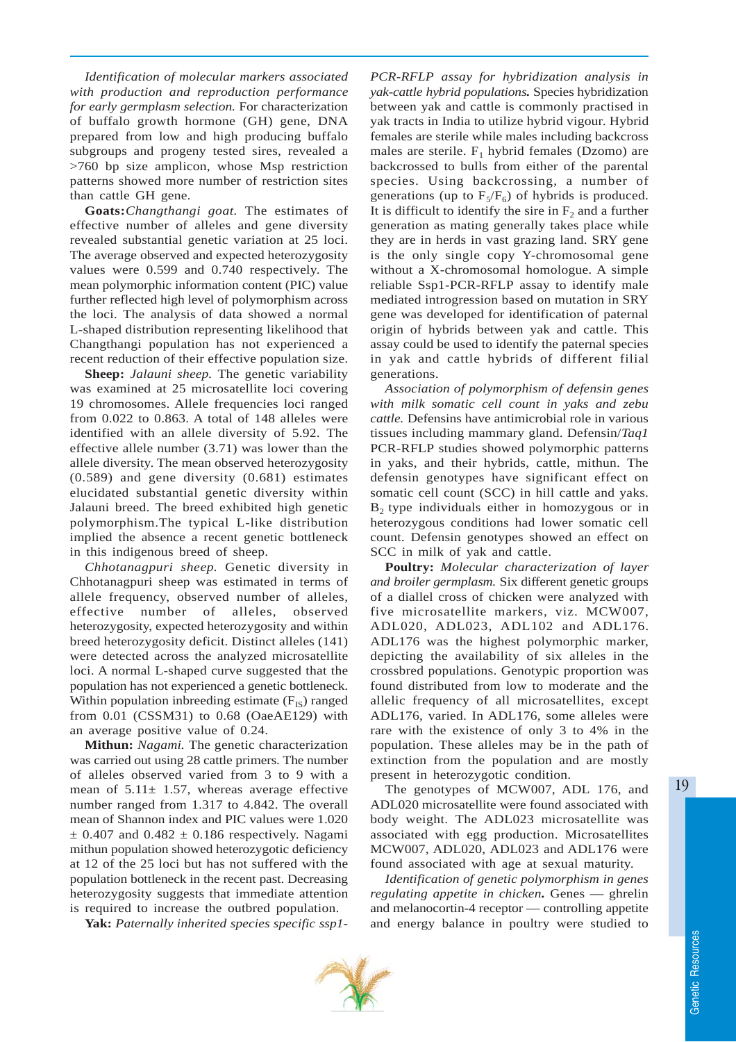*Identification of molecular markers associated with production and reproduction performance for early germplasm selection.* For characterization of buffalo growth hormone (GH) gene, DNA prepared from low and high producing buffalo subgroups and progeny tested sires, revealed a >760 bp size amplicon, whose Msp restriction patterns showed more number of restriction sites than cattle GH gene.

**Goats:** *Changthangi goat.* The estimates of effective number of alleles and gene diversity revealed substantial genetic variation at 25 loci. The average observed and expected heterozygosity values were 0.599 and 0.740 respectively. The mean polymorphic information content (PIC) value further reflected high level of polymorphism across the loci. The analysis of data showed a normal L-shaped distribution representing likelihood that Changthangi population has not experienced a recent reduction of their effective population size.

**Sheep:** *Jalauni sheep.* The genetic variability was examined at 25 microsatellite loci covering 19 chromosomes. Allele frequencies loci ranged from 0.022 to 0.863. A total of 148 alleles were identified with an allele diversity of 5.92. The effective allele number (3.71) was lower than the allele diversity. The mean observed heterozygosity (0.589) and gene diversity (0.681) estimates elucidated substantial genetic diversity within Jalauni breed. The breed exhibited high genetic polymorphism.The typical L-like distribution implied the absence a recent genetic bottleneck in this indigenous breed of sheep.

*Chhotanagpuri sheep.* Genetic diversity in Chhotanagpuri sheep was estimated in terms of allele frequency, observed number of alleles, effective number of alleles, observed heterozygosity, expected heterozygosity and within breed heterozygosity deficit. Distinct alleles (141) were detected across the analyzed microsatellite loci. A normal L-shaped curve suggested that the population has not experienced a genetic bottleneck. Within population inbreeding estimate ($F_{IS}$) ranged from 0.01 (CSSM31) to 0.68 (OaeAE129) with an average positive value of 0.24.

**Mithun:** *Nagami.* The genetic characterization was carried out using 28 cattle primers. The number of alleles observed varied from 3 to 9 with a mean of 5.11± 1.57, whereas average effective number ranged from 1.317 to 4.842. The overall mean of Shannon index and PIC values were 1.020 ± 0.407 and 0.482 ± 0.186 respectively. Nagami mithun population showed heterozygotic deficiency at 12 of the 25 loci but has not suffered with the population bottleneck in the recent past. Decreasing heterozygosity suggests that immediate attention is required to increase the outbred population.

**Yak:** *Paternally inherited species specific ssp1-PCR-RFLP assay for hybridization analysis in yak-cattle hybrid populations.* Species hybridization between yak and cattle is commonly practised in yak tracts in India to utilize hybrid vigour. Hybrid females are sterile while males including backcross males are sterile. $F_1$ hybrid females (Dzomo) are backcrossed to bulls from either of the parental species. Using backcrossing, a number of generations (up to $F_5/F_6$) of hybrids is produced. It is difficult to identify the sire in $F_2$ and a further generation as mating generally takes place while they are in herds in vast grazing land. SRY gene is the only single copy Y-chromosomal gene without a X-chromosomal homologue. A simple reliable Ssp1-PCR-RFLP assay to identify male mediated introgression based on mutation in SRY gene was developed for identification of paternal origin of hybrids between yak and cattle. This assay could be used to identify the paternal species in yak and cattle hybrids of different filial generations.

*Association of polymorphism of defensin genes with milk somatic cell count in yaks and zebu cattle.* Defensins have antimicrobial role in various tissues including mammary gland. Defensin/*Taq1* PCR-RFLP studies showed polymorphic patterns in yaks, and their hybrids, cattle, mithun. The defensin genotypes have significant effect on somatic cell count (SCC) in hill cattle and yaks. $B_2$ type individuals either in homozygous or in heterozygous conditions had lower somatic cell count. Defensin genotypes showed an effect on SCC in milk of yak and cattle.

**Poultry:** *Molecular characterization of layer and broiler germplasm.* Six different genetic groups of a diallel cross of chicken were analyzed with five microsatellite markers, viz. MCW007, ADL020, ADL023, ADL102 and ADL176. ADL176 was the highest polymorphic marker, depicting the availability of six alleles in the crossbred populations. Genotypic proportion was found distributed from low to moderate and the allelic frequency of all microsatellites, except ADL176, varied. In ADL176, some alleles were rare with the existence of only 3 to 4% in the population. These alleles may be in the path of extinction from the population and are mostly present in heterozygotic condition.

The genotypes of MCW007, ADL 176, and ADL020 microsatellite were found associated with body weight. The ADL023 microsatellite was associated with egg production. Microsatellites MCW007, ADL020, ADL023 and ADL176 were found associated with age at sexual maturity.

*Identification of genetic polymorphism in genes regulating appetite in chicken.* Genes — ghrelin and melanocortin-4 receptor — controlling appetite and energy balance in poultry were studied to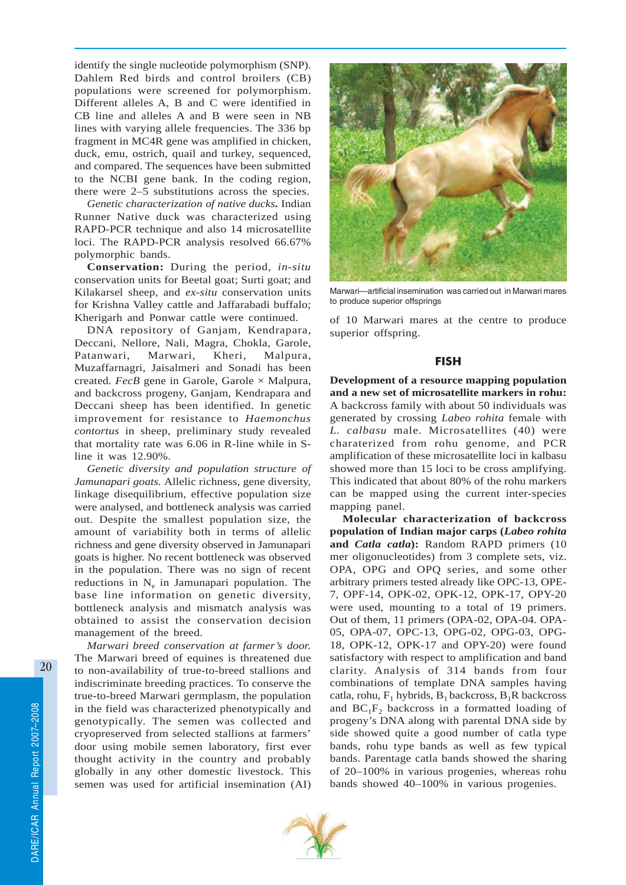identify the single nucleotide polymorphism (SNP). Dahlem Red birds and control broilers (CB) populations were screened for polymorphism. Different alleles A, B and C were identified in CB line and alleles A and B were seen in NB lines with varying allele frequencies. The 336 bp fragment in MC4R gene was amplified in chicken, duck, emu, ostrich, quail and turkey, sequenced, and compared. The sequences have been submitted to the NCBI gene bank. In the coding region, there were 2–5 substitutions across the species.

*Genetic characterization of native ducks.* Indian Runner Native duck was characterized using RAPD-PCR technique and also 14 microsatellite loci. The RAPD-PCR analysis resolved 66.67% polymorphic bands.

**Conservation:** During the period, *in-situ* conservation units for Beetal goat; Surti goat; and Kilakarsel sheep, and *ex-situ* conservation units for Krishna Valley cattle and Jaffarabadi buffalo; Kherigarh and Ponwar cattle were continued.

DNA repository of Ganjam, Kendrapara, Deccani, Nellore, Nali, Magra, Chokla, Garole, Patanwari, Marwari, Kheri, Malpura, Muzaffarnagri, Jaisalmeri and Sonadi has been created. *FecB* gene in Garole, Garole × Malpura, and backcross progeny, Ganjam, Kendrapara and Deccani sheep has been identified. In genetic improvement for resistance to *Haemonchus contortus* in sheep, preliminary study revealed that mortality rate was 6.06 in R-line while in S-line it was 12.90%.

*Genetic diversity and population structure of Jamunapari goats.* Allelic richness, gene diversity, linkage disequilibrium, effective population size were analysed, and bottleneck analysis was carried out. Despite the smallest population size, the amount of variability both in terms of allelic richness and gene diversity observed in Jamunapari goats is higher. No recent bottleneck was observed in the population. There was no sign of recent reductions in $N_e$ in Jamunapari population. The base line information on genetic diversity, bottleneck analysis and mismatch analysis was obtained to assist the conservation decision management of the breed.

*Marwari breed conservation at farmer's door.* The Marwari breed of equines is threatened due to non-availability of true-to-breed stallions and indiscriminate breeding practices. To conserve the true-to-breed Marwari germplasm, the population in the field was characterized phenotypically and genotypically. The semen was collected and cryopreserved from selected stallions at farmers' door using mobile semen laboratory, first ever thought activity in the country and probably globally in any other domestic livestock. This semen was used for artificial insemination (AI) of 10 Marwari mares at the centre to produce superior offspring.

Marwari—artificial insemination was carried out in Marwari mares to produce superior offsprings

## FISH

**Development of a resource mapping population and a new set of microsatellite markers in rohu:** A backcross family with about 50 individuals was generated by crossing *Labeo rohita* female with *L. calbasu* male. Microsatellites (40) were charaterized from rohu genome, and PCR amplification of these microsatellite loci in kalbasu showed more than 15 loci to be cross amplifying. This indicated that about 80% of the rohu markers can be mapped using the current inter-species mapping panel.

**Molecular characterization of backcross population of Indian major carps (*Labeo rohita* and *Catla catla*):** Random RAPD primers (10 mer oligonucleotides) from 3 complete sets, viz. OPA, OPG and OPQ series, and some other arbitrary primers tested already like OPC-13, OPE-7, OPF-14, OPK-02, OPK-12, OPK-17, OPY-20 were used, mounting to a total of 19 primers. Out of them, 11 primers (OPA-02, OPA-04. OPA-05, OPA-07, OPC-13, OPG-02, OPG-03, OPG-18, OPK-12, OPK-17 and OPY-20) were found satisfactory with respect to amplification and band clarity. Analysis of 314 bands from four combinations of template DNA samples having catla, rohu, $F_1$ hybrids, $B_1$ backcross, $B_1R$ backcross and $BC_1F_2$ backcross in a formatted loading of progeny's DNA along with parental DNA side by side showed quite a good number of catla type bands, rohu type bands as well as few typical bands. Parentage catla bands showed the sharing of 20–100% in various progenies, whereas rohu bands showed 40–100% in various progenies.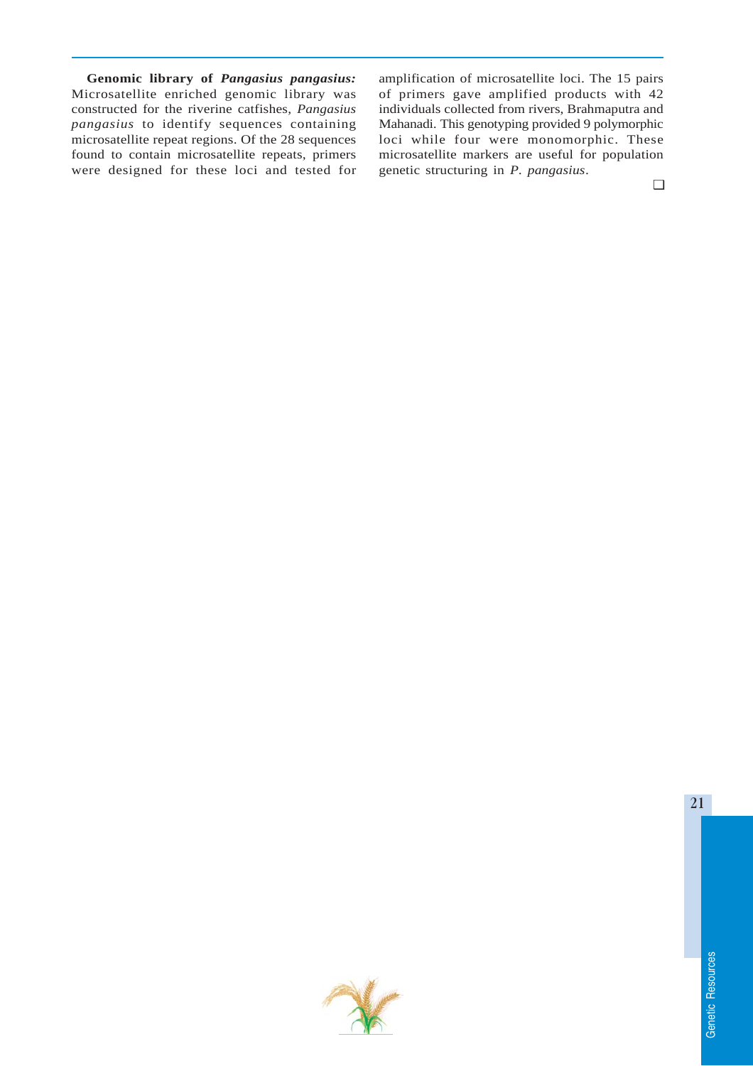**Genomic library of *Pangasius pangasius:*** Microsatellite enriched genomic library was constructed for the riverine catfishes, *Pangasius pangasius* to identify sequences containing microsatellite repeat regions. Of the 28 sequences found to contain microsatellite repeats, primers were designed for these loci and tested for amplification of microsatellite loci. The 15 pairs of primers gave amplified products with 42 individuals collected from rivers, Brahmaputra and Mahanadi. This genotyping provided 9 polymorphic loci while four were monomorphic. These microsatellite markers are useful for population genetic structuring in *P. pangasius*.

❑